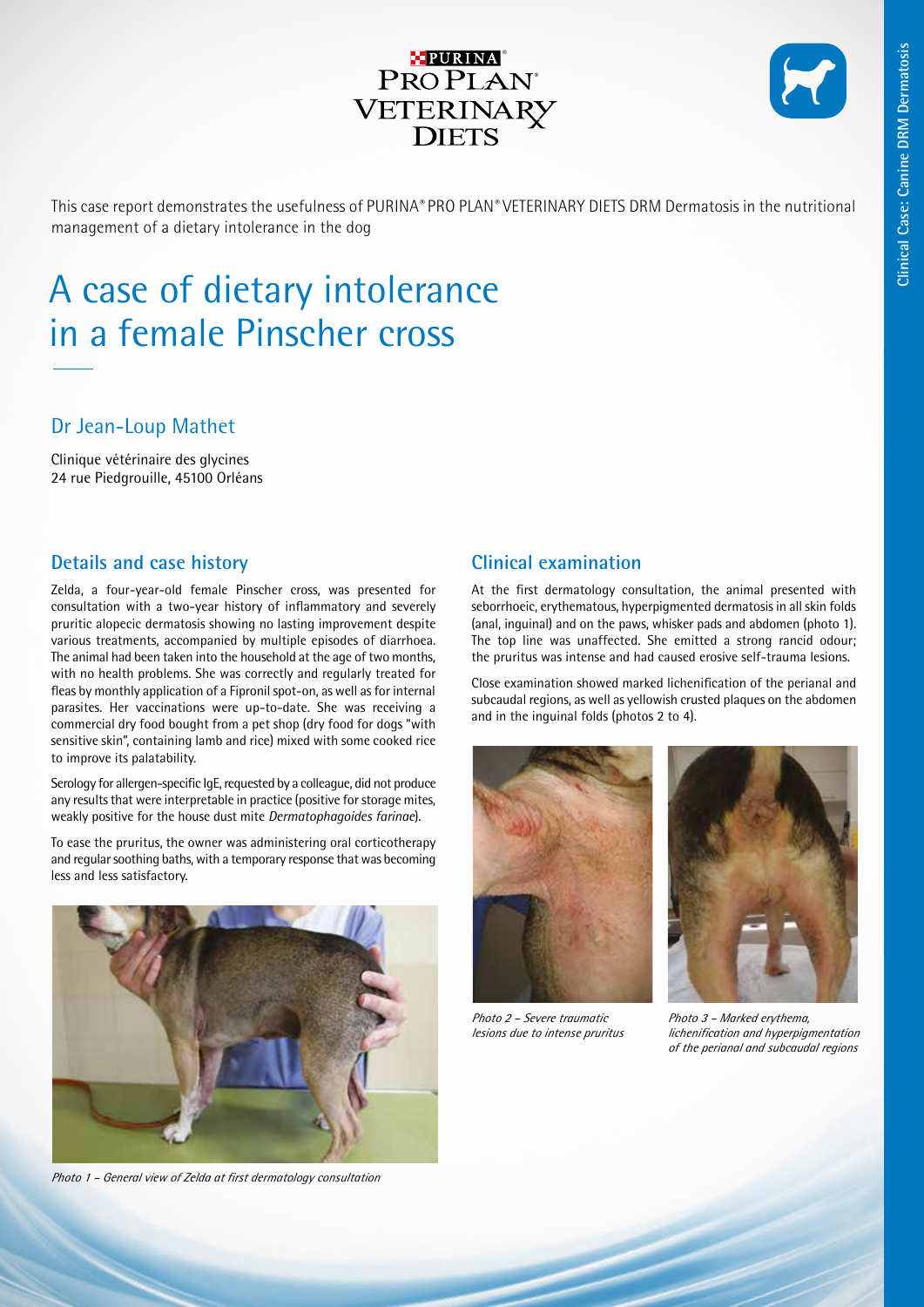This case report demonstrates the usefulness of PURINA® PRO PLAN® VETERINARY DIETS DRM Dermatosis in the nutritional management of a dietary intolerance in the dog

# A case of dietary intolerance in a female Pinscher cross

## Dr Jean-Loup Mathet

Clinique vétérinaire des glycines
24 rue Piedgrouille, 45100 Orléans

## Details and case history

Zelda, a four-year-old female Pinscher cross, was presented for consultation with a two-year history of inflammatory and severely pruritic alopecic dermatosis showing no lasting improvement despite various treatments, accompanied by multiple episodes of diarrhoea. The animal had been taken into the household at the age of two months, with no health problems. She was correctly and regularly treated for fleas by monthly application of a Fipronil spot-on, as well as for internal parasites. Her vaccinations were up-to-date. She was receiving a commercial dry food bought from a pet shop (dry food for dogs "with sensitive skin", containing lamb and rice) mixed with some cooked rice to improve its palatability.

Serology for allergen-specific IgE, requested by a colleague, did not produce any results that were interpretable in practice (positive for storage mites, weakly positive for the house dust mite *Dermatophagoides farinae*).

To ease the pruritus, the owner was administering oral corticotherapy and regular soothing baths, with a temporary response that was becoming less and less satisfactory.

*Photo 1 – General view of Zelda at first dermatology consultation*

## Clinical examination

At the first dermatology consultation, the animal presented with seborrhoeic, erythematous, hyperpigmented dermatosis in all skin folds (anal, inguinal) and on the paws, whisker pads and abdomen (photo 1). The top line was unaffected. She emitted a strong rancid odour; the pruritus was intense and had caused erosive self-trauma lesions.

Close examination showed marked lichenification of the perianal and subcaudal regions, as well as yellowish crusted plaques on the abdomen and in the inguinal folds (photos 2 to 4).

*Photo 2 – Severe traumatic lesions due to intense pruritus*

*Photo 3 – Marked erythema, lichenification and hyperpigmentation of the perianal and subcaudal regions*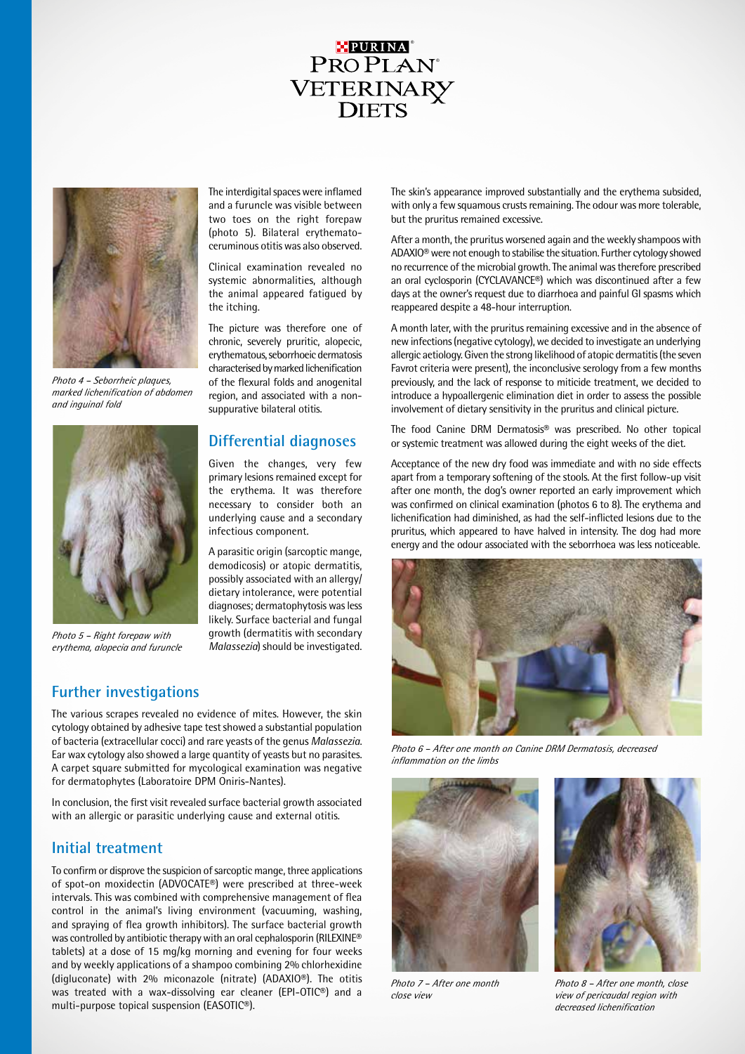Photo 4 – Seborrheic plaques, marked lichenification of abdomen and inguinal fold

Photo 5 – Right forepaw with erythema, alopecia and furuncle

The interdigital spaces were inflamed and a furuncle was visible between two toes on the right forepaw (photo 5). Bilateral erythemato-ceruminous otitis was also observed.

Clinical examination revealed no systemic abnormalities, although the animal appeared fatigued by the itching.

The picture was therefore one of chronic, severely pruritic, alopecic, erythematous, seborrhoeic dermatosis characterised by marked lichenification of the flexural folds and anogenital region, and associated with a non-suppurative bilateral otitis.

## Differential diagnoses

Given the changes, very few primary lesions remained except for the erythema. It was therefore necessary to consider both an underlying cause and a secondary infectious component.

A parasitic origin (sarcoptic mange, demodicosis) or atopic dermatitis, possibly associated with an allergy/dietary intolerance, were potential diagnoses; dermatophytosis was less likely. Surface bacterial and fungal growth (dermatitis with secondary *Malassezia*) should be investigated.

## Further investigations

The various scrapes revealed no evidence of mites. However, the skin cytology obtained by adhesive tape test showed a substantial population of bacteria (extracellular cocci) and rare yeasts of the genus *Malassezia*. Ear wax cytology also showed a large quantity of yeasts but no parasites. A carpet square submitted for mycological examination was negative for dermatophytes (Laboratoire DPM Oniris-Nantes).

In conclusion, the first visit revealed surface bacterial growth associated with an allergic or parasitic underlying cause and external otitis.

## Initial treatment

To confirm or disprove the suspicion of sarcoptic mange, three applications of spot-on moxidectin (ADVOCATE®) were prescribed at three-week intervals. This was combined with comprehensive management of flea control in the animal's living environment (vacuuming, washing, and spraying of flea growth inhibitors). The surface bacterial growth was controlled by antibiotic therapy with an oral cephalosporin (RILEXINE® tablets) at a dose of 15 mg/kg morning and evening for four weeks and by weekly applications of a shampoo combining 2% chlorhexidine (digluconate) with 2% miconazole (nitrate) (ADAXIO®). The otitis was treated with a wax-dissolving ear cleaner (EPI-OTIC®) and a multi-purpose topical suspension (EASOTIC®).

The skin's appearance improved substantially and the erythema subsided, with only a few squamous crusts remaining. The odour was more tolerable, but the pruritus remained excessive.

After a month, the pruritus worsened again and the weekly shampoos with ADAXIO® were not enough to stabilise the situation. Further cytology showed no recurrence of the microbial growth. The animal was therefore prescribed an oral cyclosporin (CYCLAVANCE®) which was discontinued after a few days at the owner's request due to diarrhoea and painful GI spasms which reappeared despite a 48-hour interruption.

A month later, with the pruritus remaining excessive and in the absence of new infections (negative cytology), we decided to investigate an underlying allergic aetiology. Given the strong likelihood of atopic dermatitis (the seven Favrot criteria were present), the inconclusive serology from a few months previously, and the lack of response to miticide treatment, we decided to introduce a hypoallergenic elimination diet in order to assess the possible involvement of dietary sensitivity in the pruritus and clinical picture.

The food Canine DRM Dermatosis® was prescribed. No other topical or systemic treatment was allowed during the eight weeks of the diet.

Acceptance of the new dry food was immediate and with no side effects apart from a temporary softening of the stools. At the first follow-up visit after one month, the dog's owner reported an early improvement which was confirmed on clinical examination (photos 6 to 8). The erythema and lichenification had diminished, as had the self-inflicted lesions due to the pruritus, which appeared to have halved in intensity. The dog had more energy and the odour associated with the seborrhoea was less noticeable.

Photo 6 – After one month on Canine DRM Dermatosis, decreased inflammation on the limbs

Photo 7 – After one month close view

Photo 8 – After one month, close view of pericaudal region with decreased lichenification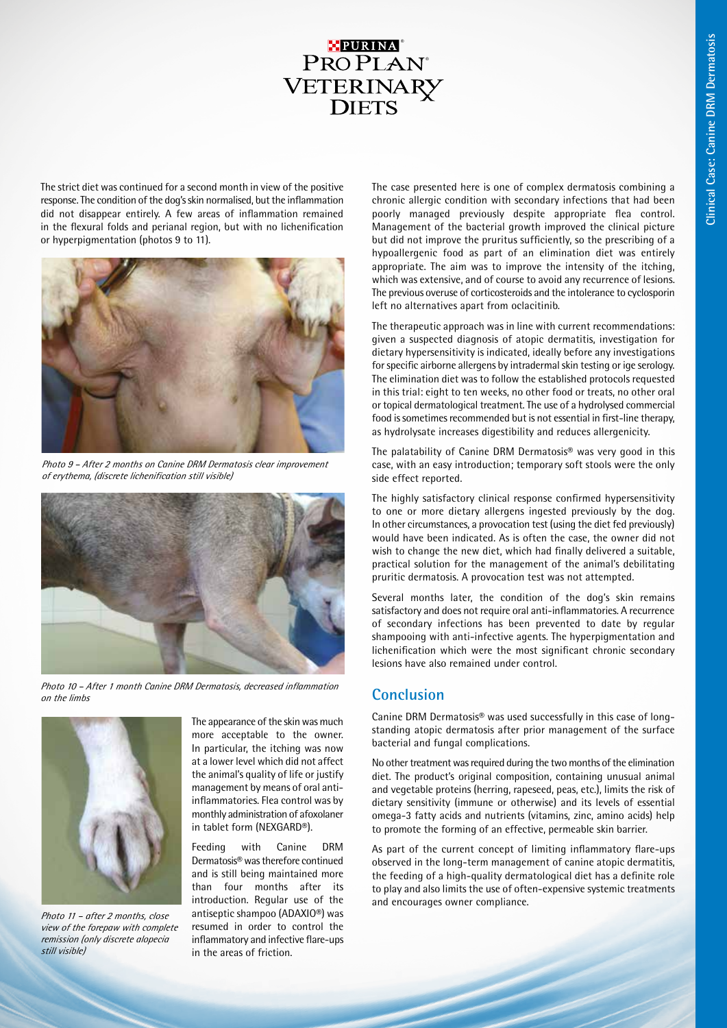The strict diet was continued for a second month in view of the positive response. The condition of the dog's skin normalised, but the inflammation did not disappear entirely. A few areas of inflammation remained in the flexural folds and perianal region, but with no lichenification or hyperpigmentation (photos 9 to 11).

*Photo 9 – After 2 months on Canine DRM Dermatosis clear improvement of erythema, (discrete lichenification still visible)*

*Photo 10 – After 1 month Canine DRM Dermatosis, decreased inflammation on the limbs*

*Photo 11 – after 2 months, close view of the forepaw with complete remission (only discrete alopecia still visible)*

The appearance of the skin was much more acceptable to the owner. In particular, the itching was now at a lower level which did not affect the animal's quality of life or justify management by means of oral anti-inflammatories. Flea control was by monthly administration of afoxolaner in tablet form (NEXGARD®).

Feeding with Canine DRM Dermatosis® was therefore continued and is still being maintained more than four months after its introduction. Regular use of the antiseptic shampoo (ADAXIO®) was resumed in order to control the inflammatory and infective flare-ups in the areas of friction.

The case presented here is one of complex dermatosis combining a chronic allergic condition with secondary infections that had been poorly managed previously despite appropriate flea control. Management of the bacterial growth improved the clinical picture but did not improve the pruritus sufficiently, so the prescribing of a hypoallergenic food as part of an elimination diet was entirely appropriate. The aim was to improve the intensity of the itching, which was extensive, and of course to avoid any recurrence of lesions. The previous overuse of corticosteroids and the intolerance to cyclosporin left no alternatives apart from oclacitinib.

The therapeutic approach was in line with current recommendations: given a suspected diagnosis of atopic dermatitis, investigation for dietary hypersensitivity is indicated, ideally before any investigations for specific airborne allergens by intradermal skin testing or ige serology. The elimination diet was to follow the established protocols requested in this trial: eight to ten weeks, no other food or treats, no other oral or topical dermatological treatment. The use of a hydrolysed commercial food is sometimes recommended but is not essential in first-line therapy, as hydrolysate increases digestibility and reduces allergenicity.

The palatability of Canine DRM Dermatosis® was very good in this case, with an easy introduction; temporary soft stools were the only side effect reported.

The highly satisfactory clinical response confirmed hypersensitivity to one or more dietary allergens ingested previously by the dog. In other circumstances, a provocation test (using the diet fed previously) would have been indicated. As is often the case, the owner did not wish to change the new diet, which had finally delivered a suitable, practical solution for the management of the animal's debilitating pruritic dermatosis. A provocation test was not attempted.

Several months later, the condition of the dog's skin remains satisfactory and does not require oral anti-inflammatories. A recurrence of secondary infections has been prevented to date by regular shampooing with anti-infective agents. The hyperpigmentation and lichenification which were the most significant chronic secondary lesions have also remained under control.

## Conclusion

Canine DRM Dermatosis® was used successfully in this case of long-standing atopic dermatosis after prior management of the surface bacterial and fungal complications.

No other treatment was required during the two months of the elimination diet. The product's original composition, containing unusual animal and vegetable proteins (herring, rapeseed, peas, etc.), limits the risk of dietary sensitivity (immune or otherwise) and its levels of essential omega-3 fatty acids and nutrients (vitamins, zinc, amino acids) help to promote the forming of an effective, permeable skin barrier.

As part of the current concept of limiting inflammatory flare-ups observed in the long-term management of canine atopic dermatitis, the feeding of a high-quality dermatological diet has a definite role to play and also limits the use of often-expensive systemic treatments and encourages owner compliance.